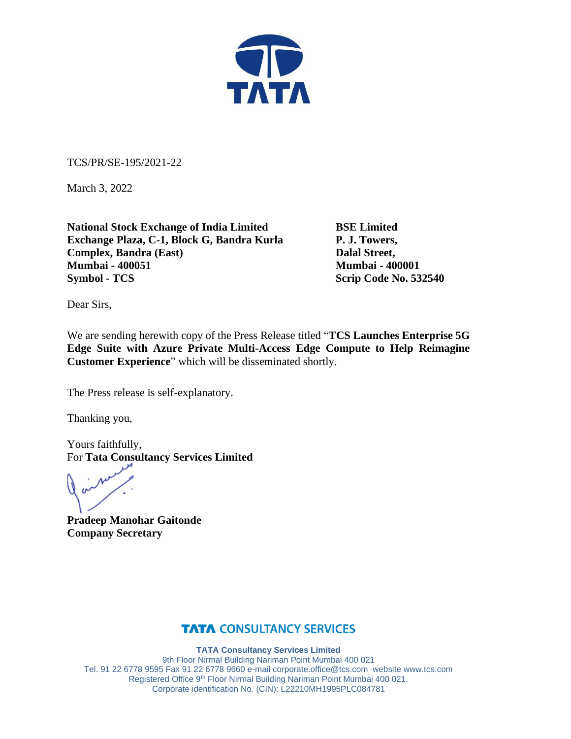TCS/PR/SE-195/2021-22

March 3, 2022

**National Stock Exchange of India Limited**
**Exchange Plaza, C-1, Block G, Bandra Kurla Complex, Bandra (East)**
**Mumbai - 400051**
**Symbol - TCS**

**BSE Limited**
**P. J. Towers,**
**Dalal Street,**
**Mumbai - 400001**
**Scrip Code No. 532540**

Dear Sirs,

We are sending herewith copy of the Press Release titled "**TCS Launches Enterprise 5G Edge Suite with Azure Private Multi-Access Edge Compute to Help Reimagine Customer Experience**" which will be disseminated shortly.

The Press release is self-explanatory.

Thanking you,

Yours faithfully,
For **Tata Consultancy Services Limited**

**Pradeep Manohar Gaitonde**
**Company Secretary**

**TATA CONSULTANCY SERVICES**

**TATA Consultancy Services Limited**
9th Floor Nirmal Building Nariman Point Mumbai 400 021
Tel. 91 22 6778 9595 Fax 91 22 6778 9660 e-mail corporate.office@tcs.com website www.tcs.com
Registered Office 9th Floor Nirmal Building Nariman Point Mumbai 400 021.
Corporate identification No. (CIN): L22210MH1995PLC084781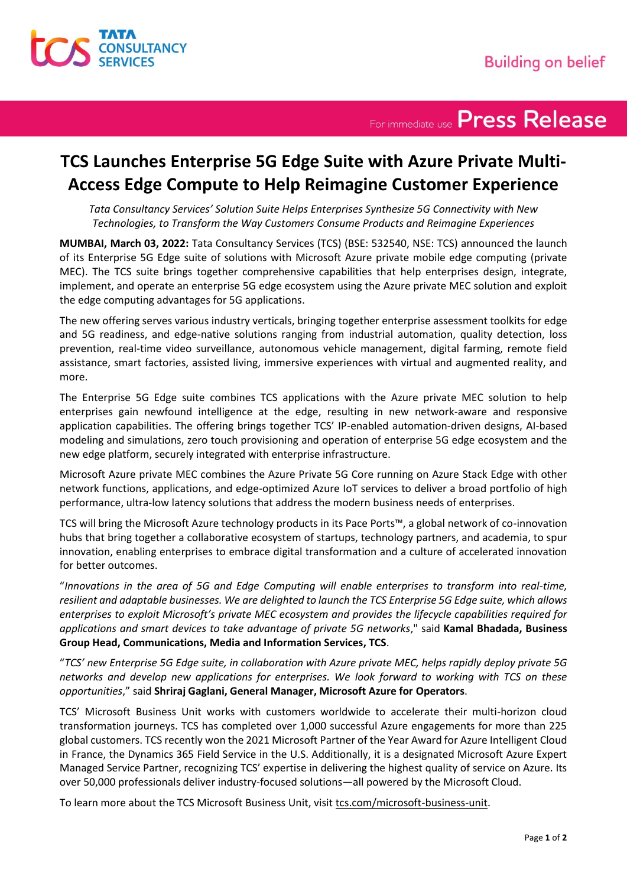For immediate use **Press Release**

# TCS Launches Enterprise 5G Edge Suite with Azure Private Multi-Access Edge Compute to Help Reimagine Customer Experience

*Tata Consultancy Services' Solution Suite Helps Enterprises Synthesize 5G Connectivity with New Technologies, to Transform the Way Customers Consume Products and Reimagine Experiences*

**MUMBAI, March 03, 2022:** Tata Consultancy Services (TCS) (BSE: 532540, NSE: TCS) announced the launch of its Enterprise 5G Edge suite of solutions with Microsoft Azure private mobile edge computing (private MEC). The TCS suite brings together comprehensive capabilities that help enterprises design, integrate, implement, and operate an enterprise 5G edge ecosystem using the Azure private MEC solution and exploit the edge computing advantages for 5G applications.

The new offering serves various industry verticals, bringing together enterprise assessment toolkits for edge and 5G readiness, and edge-native solutions ranging from industrial automation, quality detection, loss prevention, real-time video surveillance, autonomous vehicle management, digital farming, remote field assistance, smart factories, assisted living, immersive experiences with virtual and augmented reality, and more.

The Enterprise 5G Edge suite combines TCS applications with the Azure private MEC solution to help enterprises gain newfound intelligence at the edge, resulting in new network-aware and responsive application capabilities. The offering brings together TCS' IP-enabled automation-driven designs, AI-based modeling and simulations, zero touch provisioning and operation of enterprise 5G edge ecosystem and the new edge platform, securely integrated with enterprise infrastructure.

Microsoft Azure private MEC combines the Azure Private 5G Core running on Azure Stack Edge with other network functions, applications, and edge-optimized Azure IoT services to deliver a broad portfolio of high performance, ultra-low latency solutions that address the modern business needs of enterprises.

TCS will bring the Microsoft Azure technology products in its Pace Ports™, a global network of co-innovation hubs that bring together a collaborative ecosystem of startups, technology partners, and academia, to spur innovation, enabling enterprises to embrace digital transformation and a culture of accelerated innovation for better outcomes.

"*Innovations in the area of 5G and Edge Computing will enable enterprises to transform into real-time, resilient and adaptable businesses. We are delighted to launch the TCS Enterprise 5G Edge suite, which allows enterprises to exploit Microsoft's private MEC ecosystem and provides the lifecycle capabilities required for applications and smart devices to take advantage of private 5G networks*," said **Kamal Bhadada, Business Group Head, Communications, Media and Information Services, TCS**.

"*TCS' new Enterprise 5G Edge suite, in collaboration with Azure private MEC, helps rapidly deploy private 5G networks and develop new applications for enterprises. We look forward to working with TCS on these opportunities*," said **Shriraj Gaglani, General Manager, Microsoft Azure for Operators**.

TCS' Microsoft Business Unit works with customers worldwide to accelerate their multi-horizon cloud transformation journeys. TCS has completed over 1,000 successful Azure engagements for more than 225 global customers. TCS recently won the 2021 Microsoft Partner of the Year Award for Azure Intelligent Cloud in France, the Dynamics 365 Field Service in the U.S. Additionally, it is a designated Microsoft Azure Expert Managed Service Partner, recognizing TCS' expertise in delivering the highest quality of service on Azure. Its over 50,000 professionals deliver industry-focused solutions—all powered by the Microsoft Cloud.

To learn more about the TCS Microsoft Business Unit, visit tcs.com/microsoft-business-unit.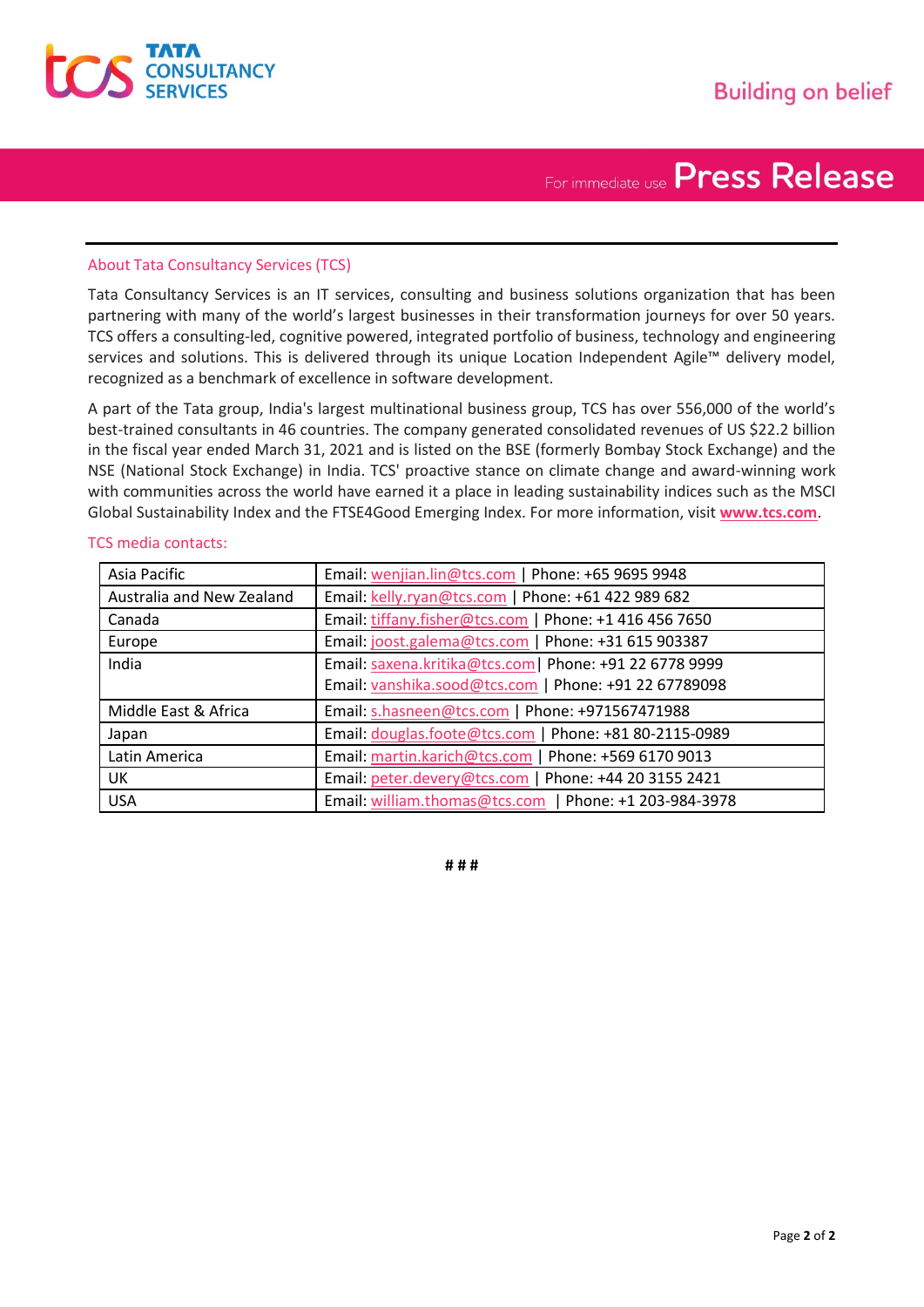## About Tata Consultancy Services (TCS)

Tata Consultancy Services is an IT services, consulting and business solutions organization that has been partnering with many of the world's largest businesses in their transformation journeys for over 50 years. TCS offers a consulting-led, cognitive powered, integrated portfolio of business, technology and engineering services and solutions. This is delivered through its unique Location Independent Agile™ delivery model, recognized as a benchmark of excellence in software development.

A part of the Tata group, India's largest multinational business group, TCS has over 556,000 of the world's best-trained consultants in 46 countries. The company generated consolidated revenues of US $22.2 billion in the fiscal year ended March 31, 2021 and is listed on the BSE (formerly Bombay Stock Exchange) and the NSE (National Stock Exchange) in India. TCS' proactive stance on climate change and award-winning work with communities across the world have earned it a place in leading sustainability indices such as the MSCI Global Sustainability Index and the FTSE4Good Emerging Index. For more information, visit **www.tcs.com**.

### TCS media contacts:

| | |
|---|---|
| Asia Pacific | Email: wenjian.lin@tcs.com \| Phone: +65 9695 9948 |
| Australia and New Zealand | Email: kelly.ryan@tcs.com \| Phone: +61 422 989 682 |
| Canada | Email: tiffany.fisher@tcs.com \| Phone: +1 416 456 7650 |
| Europe | Email: joost.galema@tcs.com \| Phone: +31 615 903387 |
| India | Email: saxena.kritika@tcs.com\| Phone: +91 22 6778 9999<br>Email: vanshika.sood@tcs.com \| Phone: +91 22 67789098 |
| Middle East & Africa | Email: s.hasneen@tcs.com \| Phone: +971567471988 |
| Japan | Email: douglas.foote@tcs.com \| Phone: +81 80-2115-0989 |
| Latin America | Email: martin.karich@tcs.com \| Phone: +569 6170 9013 |
| UK | Email: peter.devery@tcs.com \| Phone: +44 20 3155 2421 |
| USA | Email: william.thomas@tcs.com \| Phone: +1 203-984-3978 |

# # #